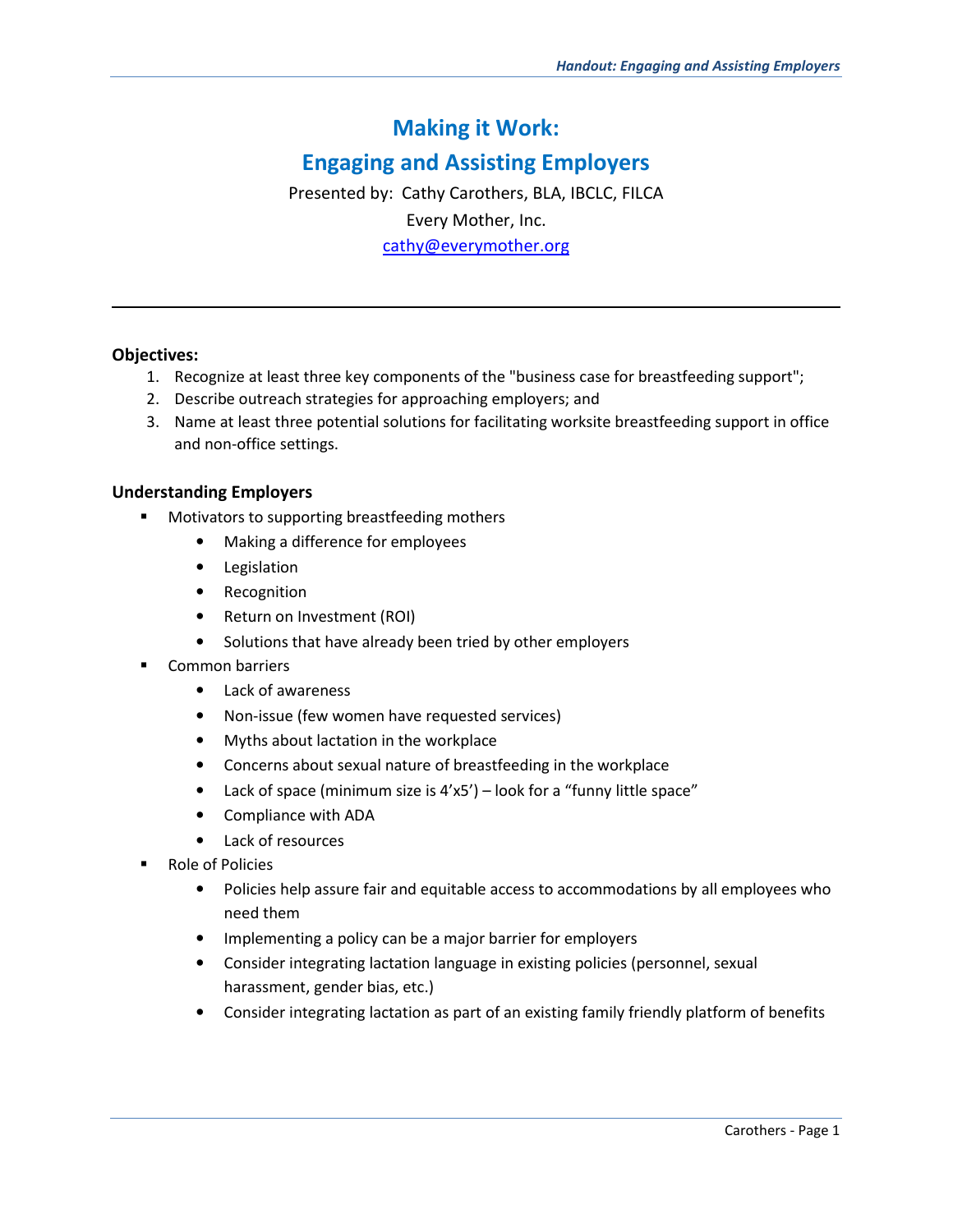# Making it Work:
# Engaging and Assisting Employers

Presented by: Cathy Carothers, BLA, IBCLC, FILCA

Every Mother, Inc.

cathy@everymother.org

---

**Objectives:**

1. Recognize at least three key components of the "business case for breastfeeding support";
2. Describe outreach strategies for approaching employers; and
3. Name at least three potential solutions for facilitating worksite breastfeeding support in office and non-office settings.

## Understanding Employers

- Motivators to supporting breastfeeding mothers
  - Making a difference for employees
  - Legislation
  - Recognition
  - Return on Investment (ROI)
  - Solutions that have already been tried by other employers
- Common barriers
  - Lack of awareness
  - Non-issue (few women have requested services)
  - Myths about lactation in the workplace
  - Concerns about sexual nature of breastfeeding in the workplace
  - Lack of space (minimum size is 4'x5') – look for a "funny little space"
  - Compliance with ADA
  - Lack of resources
- Role of Policies
  - Policies help assure fair and equitable access to accommodations by all employees who need them
  - Implementing a policy can be a major barrier for employers
  - Consider integrating lactation language in existing policies (personnel, sexual harassment, gender bias, etc.)
  - Consider integrating lactation as part of an existing family friendly platform of benefits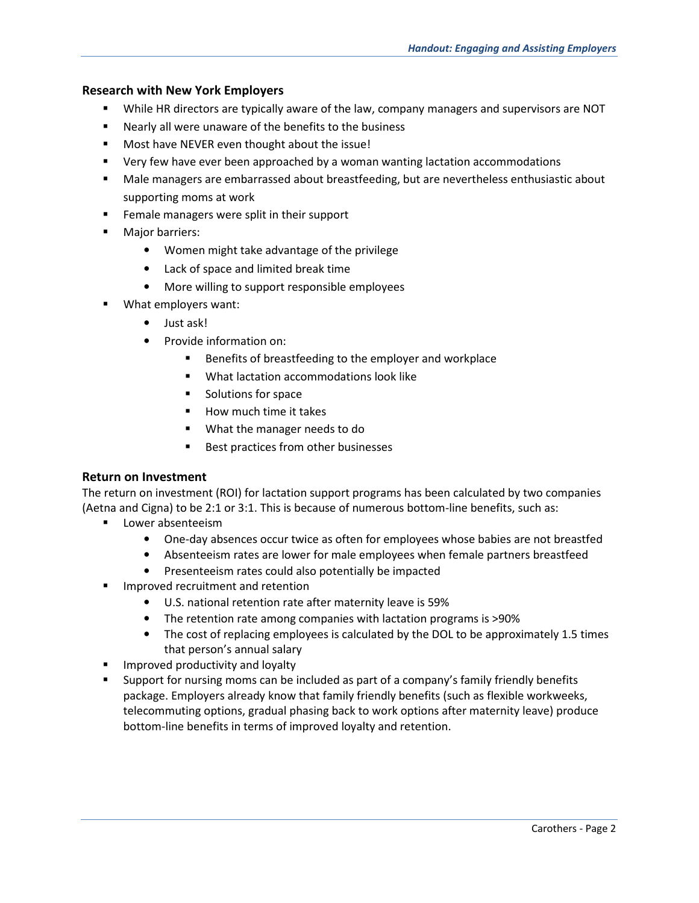### Research with New York Employers

- While HR directors are typically aware of the law, company managers and supervisors are NOT
- Nearly all were unaware of the benefits to the business
- Most have NEVER even thought about the issue!
- Very few have ever been approached by a woman wanting lactation accommodations
- Male managers are embarrassed about breastfeeding, but are nevertheless enthusiastic about supporting moms at work
- Female managers were split in their support
- Major barriers:
  - Women might take advantage of the privilege
  - Lack of space and limited break time
  - More willing to support responsible employees
- What employers want:
  - Just ask!
  - Provide information on:
    - Benefits of breastfeeding to the employer and workplace
    - What lactation accommodations look like
    - Solutions for space
    - How much time it takes
    - What the manager needs to do
    - Best practices from other businesses

### Return on Investment

The return on investment (ROI) for lactation support programs has been calculated by two companies (Aetna and Cigna) to be 2:1 or 3:1. This is because of numerous bottom-line benefits, such as:

- Lower absenteeism
  - One-day absences occur twice as often for employees whose babies are not breastfed
  - Absenteeism rates are lower for male employees when female partners breastfeed
  - Presenteeism rates could also potentially be impacted
- Improved recruitment and retention
  - U.S. national retention rate after maternity leave is 59%
  - The retention rate among companies with lactation programs is >90%
  - The cost of replacing employees is calculated by the DOL to be approximately 1.5 times that person's annual salary
- Improved productivity and loyalty
- Support for nursing moms can be included as part of a company's family friendly benefits package. Employers already know that family friendly benefits (such as flexible workweeks, telecommuting options, gradual phasing back to work options after maternity leave) produce bottom-line benefits in terms of improved loyalty and retention.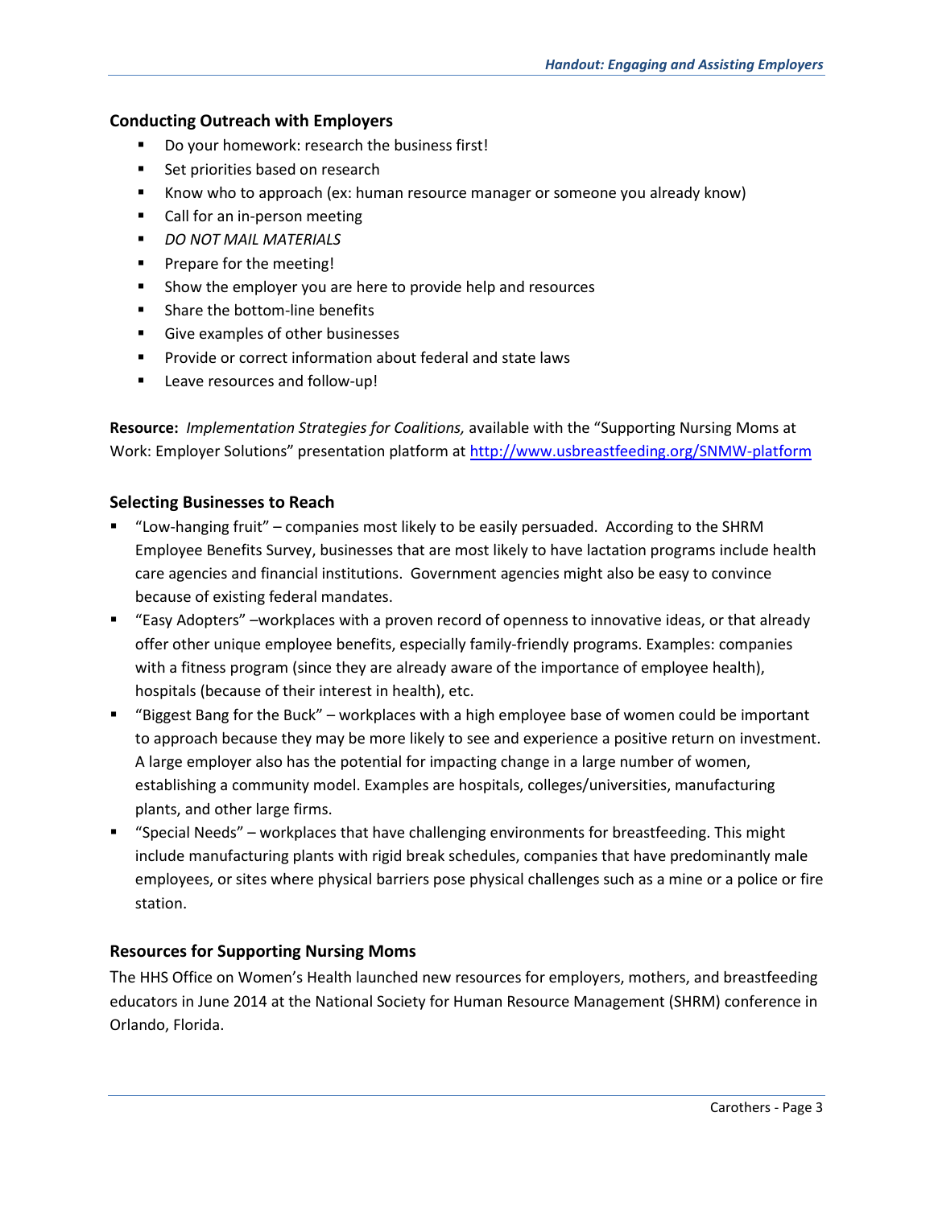## Conducting Outreach with Employers

- Do your homework: research the business first!
- Set priorities based on research
- Know who to approach (ex: human resource manager or someone you already know)
- Call for an in-person meeting
- *DO NOT MAIL MATERIALS*
- Prepare for the meeting!
- Show the employer you are here to provide help and resources
- Share the bottom-line benefits
- Give examples of other businesses
- Provide or correct information about federal and state laws
- Leave resources and follow-up!

**Resource:** *Implementation Strategies for Coalitions,* available with the "Supporting Nursing Moms at Work: Employer Solutions" presentation platform at [http://www.usbreastfeeding.org/SNMW-platform](http://www.usbreastfeeding.org/SNMW-platform)

## Selecting Businesses to Reach

- "Low-hanging fruit" – companies most likely to be easily persuaded. According to the SHRM Employee Benefits Survey, businesses that are most likely to have lactation programs include health care agencies and financial institutions. Government agencies might also be easy to convince because of existing federal mandates.
- "Easy Adopters" –workplaces with a proven record of openness to innovative ideas, or that already offer other unique employee benefits, especially family-friendly programs. Examples: companies with a fitness program (since they are already aware of the importance of employee health), hospitals (because of their interest in health), etc.
- "Biggest Bang for the Buck" – workplaces with a high employee base of women could be important to approach because they may be more likely to see and experience a positive return on investment. A large employer also has the potential for impacting change in a large number of women, establishing a community model. Examples are hospitals, colleges/universities, manufacturing plants, and other large firms.
- "Special Needs" – workplaces that have challenging environments for breastfeeding. This might include manufacturing plants with rigid break schedules, companies that have predominantly male employees, or sites where physical barriers pose physical challenges such as a mine or a police or fire station.

## Resources for Supporting Nursing Moms

The HHS Office on Women's Health launched new resources for employers, mothers, and breastfeeding educators in June 2014 at the National Society for Human Resource Management (SHRM) conference in Orlando, Florida.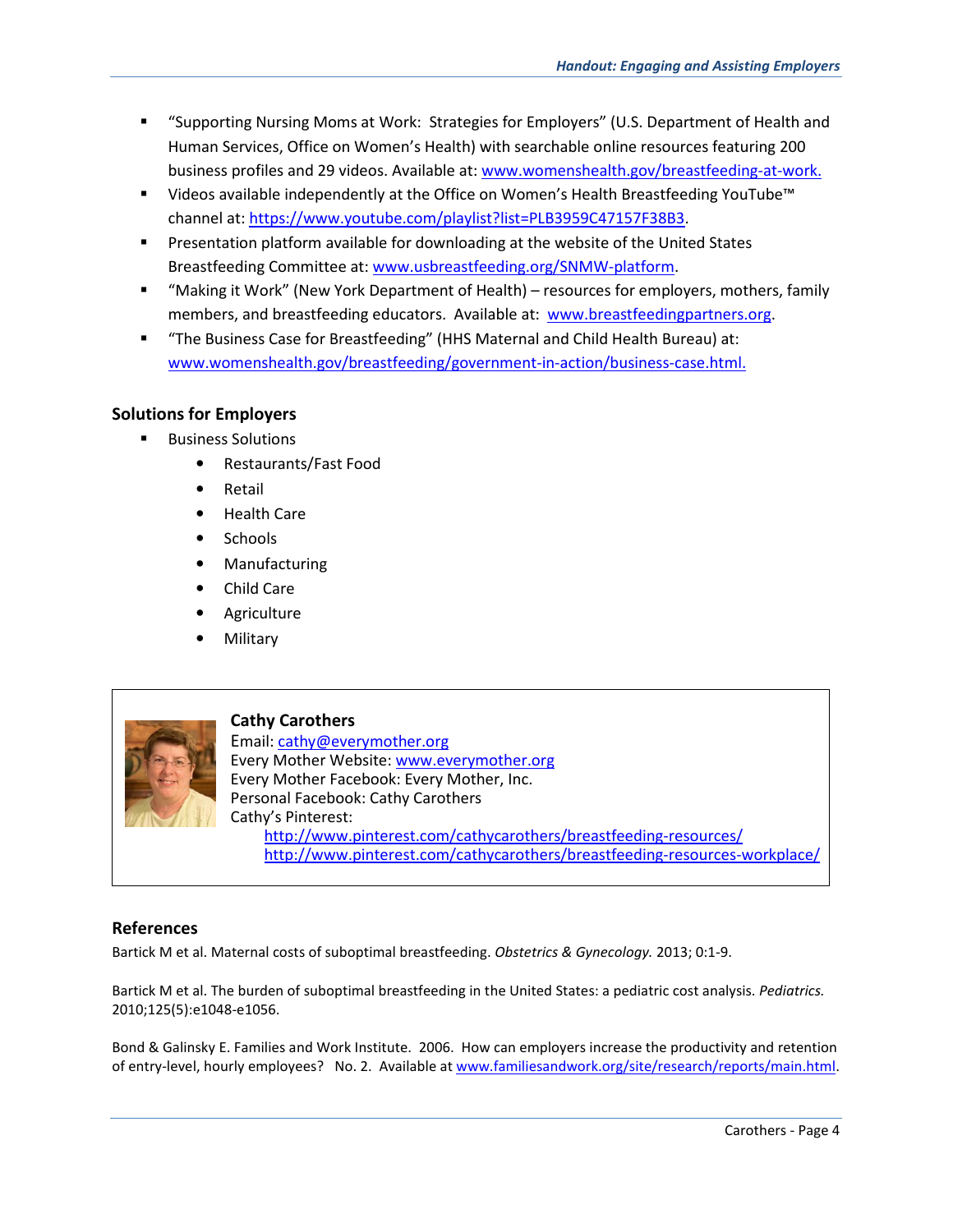- "Supporting Nursing Moms at Work: Strategies for Employers" (U.S. Department of Health and Human Services, Office on Women's Health) with searchable online resources featuring 200 business profiles and 29 videos. Available at: www.womenshealth.gov/breastfeeding-at-work.
- Videos available independently at the Office on Women's Health Breastfeeding YouTube™ channel at: https://www.youtube.com/playlist?list=PLB3959C47157F38B3.
- Presentation platform available for downloading at the website of the United States Breastfeeding Committee at: www.usbreastfeeding.org/SNMW-platform.
- "Making it Work" (New York Department of Health) – resources for employers, mothers, family members, and breastfeeding educators. Available at: www.breastfeedingpartners.org.
- "The Business Case for Breastfeeding" (HHS Maternal and Child Health Bureau) at: www.womenshealth.gov/breastfeeding/government-in-action/business-case.html.

## Solutions for Employers

- Business Solutions
  - Restaurants/Fast Food
  - Retail
  - Health Care
  - Schools
  - Manufacturing
  - Child Care
  - Agriculture
  - Military

**Cathy Carothers**
Email: cathy@everymother.org
Every Mother Website: www.everymother.org
Every Mother Facebook: Every Mother, Inc.
Personal Facebook: Cathy Carothers
Cathy's Pinterest:
http://www.pinterest.com/cathycarothers/breastfeeding-resources/
http://www.pinterest.com/cathycarothers/breastfeeding-resources-workplace/

## References

Bartick M et al. Maternal costs of suboptimal breastfeeding. *Obstetrics & Gynecology.* 2013; 0:1-9.

Bartick M et al. The burden of suboptimal breastfeeding in the United States: a pediatric cost analysis. *Pediatrics.* 2010;125(5):e1048-e1056.

Bond & Galinsky E. Families and Work Institute. 2006. How can employers increase the productivity and retention of entry-level, hourly employees? No. 2. Available at www.familiesandwork.org/site/research/reports/main.html.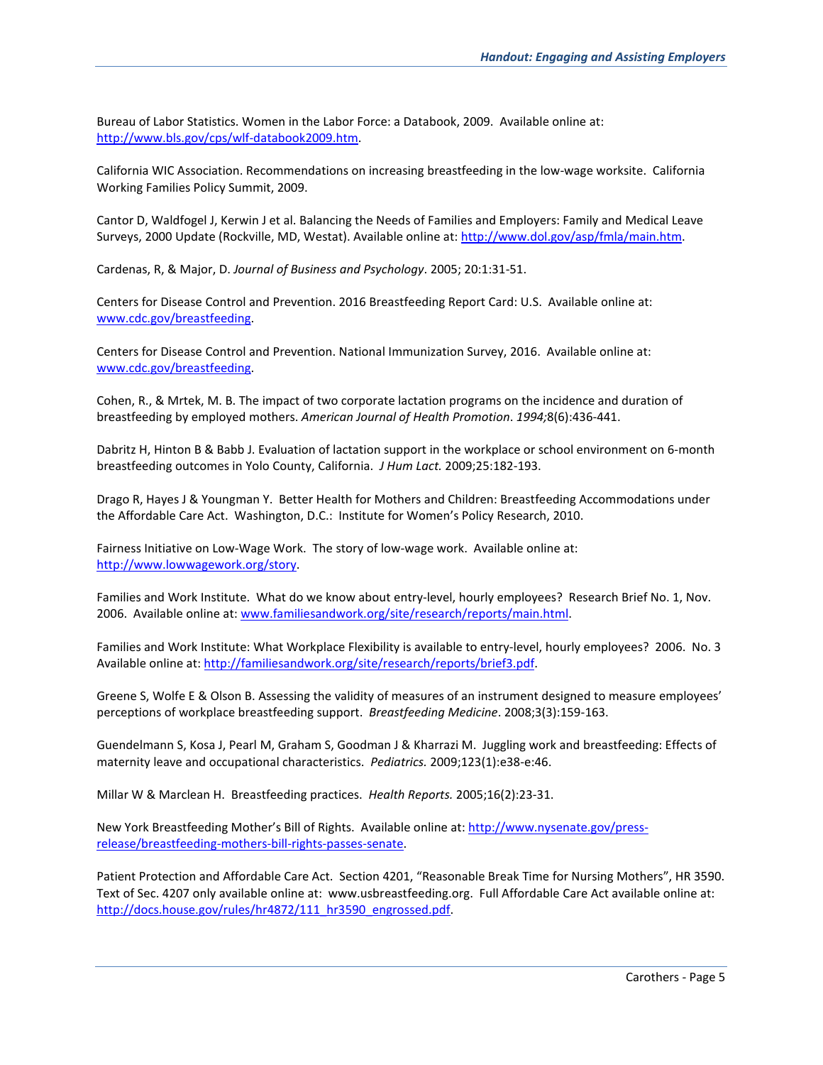Bureau of Labor Statistics. Women in the Labor Force: a Databook, 2009. Available online at: [http://www.bls.gov/cps/wlf-databook2009.htm](http://www.bls.gov/cps/wlf-databook2009.htm).

California WIC Association. Recommendations on increasing breastfeeding in the low-wage worksite. California Working Families Policy Summit, 2009.

Cantor D, Waldfogel J, Kerwin J et al. Balancing the Needs of Families and Employers: Family and Medical Leave Surveys, 2000 Update (Rockville, MD, Westat). Available online at: [http://www.dol.gov/asp/fmla/main.htm](http://www.dol.gov/asp/fmla/main.htm).

Cardenas, R, & Major, D. *Journal of Business and Psychology*. 2005; 20:1:31-51.

Centers for Disease Control and Prevention. 2016 Breastfeeding Report Card: U.S. Available online at: [www.cdc.gov/breastfeeding](www.cdc.gov/breastfeeding).

Centers for Disease Control and Prevention. National Immunization Survey, 2016. Available online at: [www.cdc.gov/breastfeeding](www.cdc.gov/breastfeeding).

Cohen, R., & Mrtek, M. B. The impact of two corporate lactation programs on the incidence and duration of breastfeeding by employed mothers. *American Journal of Health Promotion*. *1994;*8(6):436-441.

Dabritz H, Hinton B & Babb J. Evaluation of lactation support in the workplace or school environment on 6-month breastfeeding outcomes in Yolo County, California. *J Hum Lact.* 2009;25:182-193.

Drago R, Hayes J & Youngman Y. Better Health for Mothers and Children: Breastfeeding Accommodations under the Affordable Care Act. Washington, D.C.: Institute for Women's Policy Research, 2010.

Fairness Initiative on Low-Wage Work. The story of low-wage work. Available online at: [http://www.lowwagework.org/story](http://www.lowwagework.org/story).

Families and Work Institute. What do we know about entry-level, hourly employees? Research Brief No. 1, Nov. 2006. Available online at: [www.familiesandwork.org/site/research/reports/main.html](www.familiesandwork.org/site/research/reports/main.html).

Families and Work Institute: What Workplace Flexibility is available to entry-level, hourly employees? 2006. No. 3 Available online at: [http://familiesandwork.org/site/research/reports/brief3.pdf](http://familiesandwork.org/site/research/reports/brief3.pdf).

Greene S, Wolfe E & Olson B. Assessing the validity of measures of an instrument designed to measure employees' perceptions of workplace breastfeeding support. *Breastfeeding Medicine*. 2008;3(3):159-163.

Guendelmann S, Kosa J, Pearl M, Graham S, Goodman J & Kharrazi M. Juggling work and breastfeeding: Effects of maternity leave and occupational characteristics. *Pediatrics.* 2009;123(1):e38-e:46.

Millar W & Marclean H. Breastfeeding practices. *Health Reports.* 2005;16(2):23-31.

New York Breastfeeding Mother's Bill of Rights. Available online at: [http://www.nysenate.gov/press-release/breastfeeding-mothers-bill-rights-passes-senate](http://www.nysenate.gov/press-release/breastfeeding-mothers-bill-rights-passes-senate).

Patient Protection and Affordable Care Act. Section 4201, "Reasonable Break Time for Nursing Mothers", HR 3590. Text of Sec. 4207 only available online at: www.usbreastfeeding.org. Full Affordable Care Act available online at: [http://docs.house.gov/rules/hr4872/111_hr3590_engrossed.pdf](http://docs.house.gov/rules/hr4872/111_hr3590_engrossed.pdf).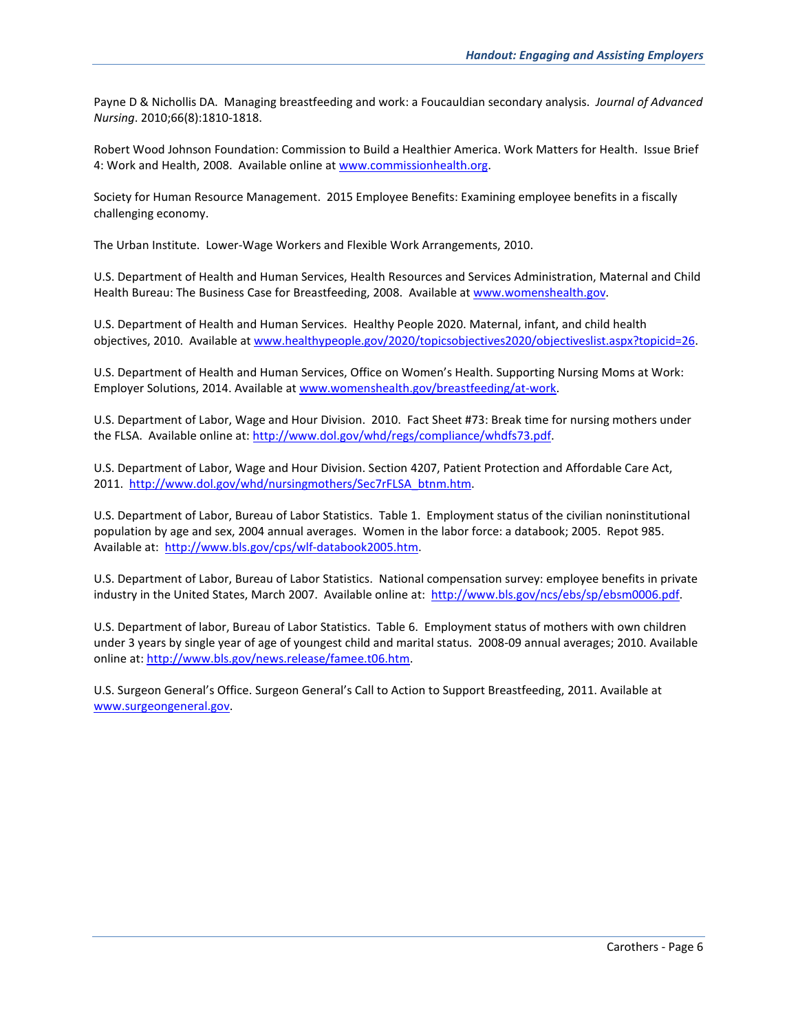Payne D & Nichollis DA. Managing breastfeeding and work: a Foucauldian secondary analysis. *Journal of Advanced Nursing*. 2010;66(8):1810-1818.

Robert Wood Johnson Foundation: Commission to Build a Healthier America. Work Matters for Health. Issue Brief 4: Work and Health, 2008. Available online at www.commissionhealth.org.

Society for Human Resource Management. 2015 Employee Benefits: Examining employee benefits in a fiscally challenging economy.

The Urban Institute. Lower-Wage Workers and Flexible Work Arrangements, 2010.

U.S. Department of Health and Human Services, Health Resources and Services Administration, Maternal and Child Health Bureau: The Business Case for Breastfeeding, 2008. Available at www.womenshealth.gov.

U.S. Department of Health and Human Services. Healthy People 2020. Maternal, infant, and child health objectives, 2010. Available at www.healthypeople.gov/2020/topicsobjectives2020/objectiveslist.aspx?topicid=26.

U.S. Department of Health and Human Services, Office on Women's Health. Supporting Nursing Moms at Work: Employer Solutions, 2014. Available at www.womenshealth.gov/breastfeeding/at-work.

U.S. Department of Labor, Wage and Hour Division. 2010. Fact Sheet #73: Break time for nursing mothers under the FLSA. Available online at: http://www.dol.gov/whd/regs/compliance/whdfs73.pdf.

U.S. Department of Labor, Wage and Hour Division. Section 4207, Patient Protection and Affordable Care Act, 2011. http://www.dol.gov/whd/nursingmothers/Sec7rFLSA_btnm.htm.

U.S. Department of Labor, Bureau of Labor Statistics. Table 1. Employment status of the civilian noninstitutional population by age and sex, 2004 annual averages. Women in the labor force: a databook; 2005. Repot 985. Available at: http://www.bls.gov/cps/wlf-databook2005.htm.

U.S. Department of Labor, Bureau of Labor Statistics. National compensation survey: employee benefits in private industry in the United States, March 2007. Available online at: http://www.bls.gov/ncs/ebs/sp/ebsm0006.pdf.

U.S. Department of labor, Bureau of Labor Statistics. Table 6. Employment status of mothers with own children under 3 years by single year of age of youngest child and marital status. 2008-09 annual averages; 2010. Available online at: http://www.bls.gov/news.release/famee.t06.htm.

U.S. Surgeon General's Office. Surgeon General's Call to Action to Support Breastfeeding, 2011. Available at www.surgeongeneral.gov.